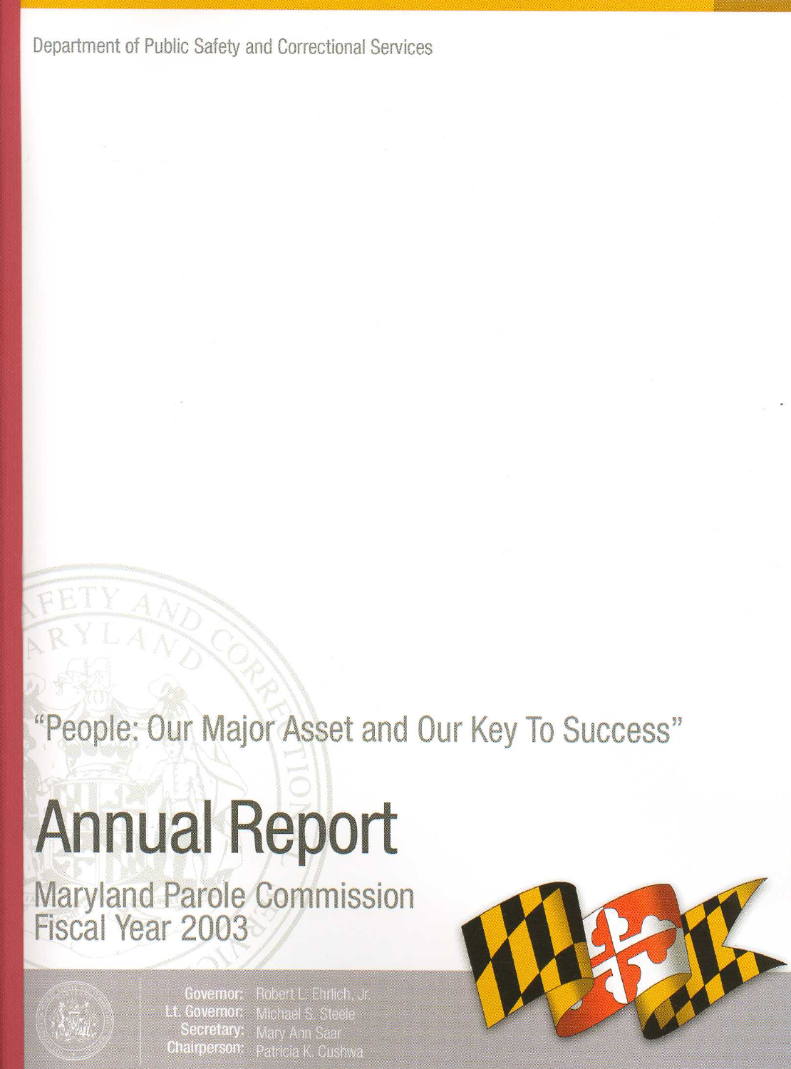Department of Public Safety and Correctional Services

"People: Our Major Asset and Our Key To Success"

# Annual Report

## Maryland Parole Commission
## Fiscal Year 2003

**Governor:** Robert L. Ehrlich, Jr.
**Lt. Governor:** Michael S. Steele
**Secretary:** Mary Ann Saar
**Chairperson:** Patricia K. Cushwa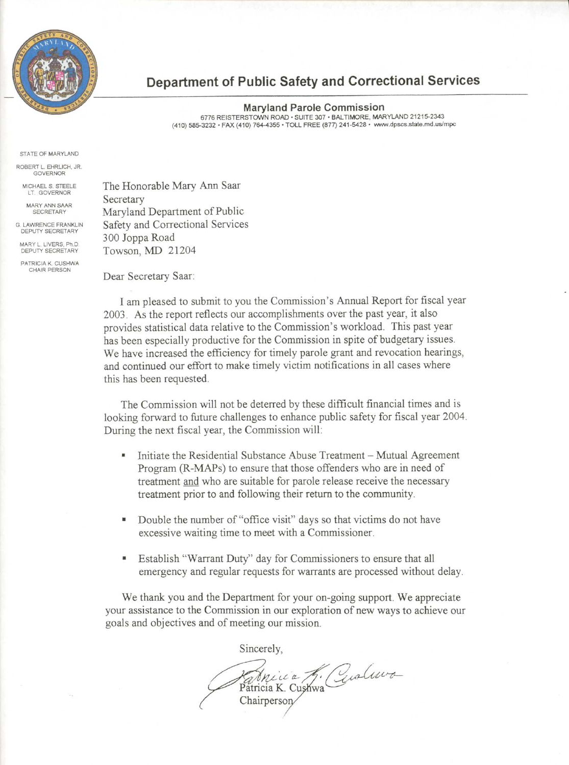# Department of Public Safety and Correctional Services

**Maryland Parole Commission**

6776 REISTERSTOWN ROAD • SUITE 307 • BALTIMORE, MARYLAND 21215-2343
(410) 585-3232 • FAX (410) 764-4355 • TOLL FREE (877) 241-5428 • www.dpscs.state.md.us/mpc

STATE OF MARYLAND

ROBERT L. EHRLICH, JR.
GOVERNOR

MICHAEL S. STEELE
LT. GOVERNOR

MARY ANN SAAR
SECRETARY

G. LAWRENCE FRANKLIN
DEPUTY SECRETARY

MARY L. LIVERS, Ph.D.
DEPUTY SECRETARY

PATRICIA K. CUSHWA
CHAIR PERSON

The Honorable Mary Ann Saar
Secretary
Maryland Department of Public Safety and Correctional Services
300 Joppa Road
Towson, MD 21204

Dear Secretary Saar:

I am pleased to submit to you the Commission's Annual Report for fiscal year 2003. As the report reflects our accomplishments over the past year, it also provides statistical data relative to the Commission's workload. This past year has been especially productive for the Commission in spite of budgetary issues. We have increased the efficiency for timely parole grant and revocation hearings, and continued our effort to make timely victim notifications in all cases where this has been requested.

The Commission will not be deterred by these difficult financial times and is looking forward to future challenges to enhance public safety for fiscal year 2004. During the next fiscal year, the Commission will:

- Initiate the Residential Substance Abuse Treatment – Mutual Agreement Program (R-MAPs) to ensure that those offenders who are in need of treatment <u>and</u> who are suitable for parole release receive the necessary treatment prior to and following their return to the community.
- Double the number of "office visit" days so that victims do not have excessive waiting time to meet with a Commissioner.
- Establish "Warrant Duty" day for Commissioners to ensure that all emergency and regular requests for warrants are processed without delay.

We thank you and the Department for your on-going support. We appreciate your assistance to the Commission in our exploration of new ways to achieve our goals and objectives and of meeting our mission.

Sincerely,

Patricia K. Cushwa
Chairperson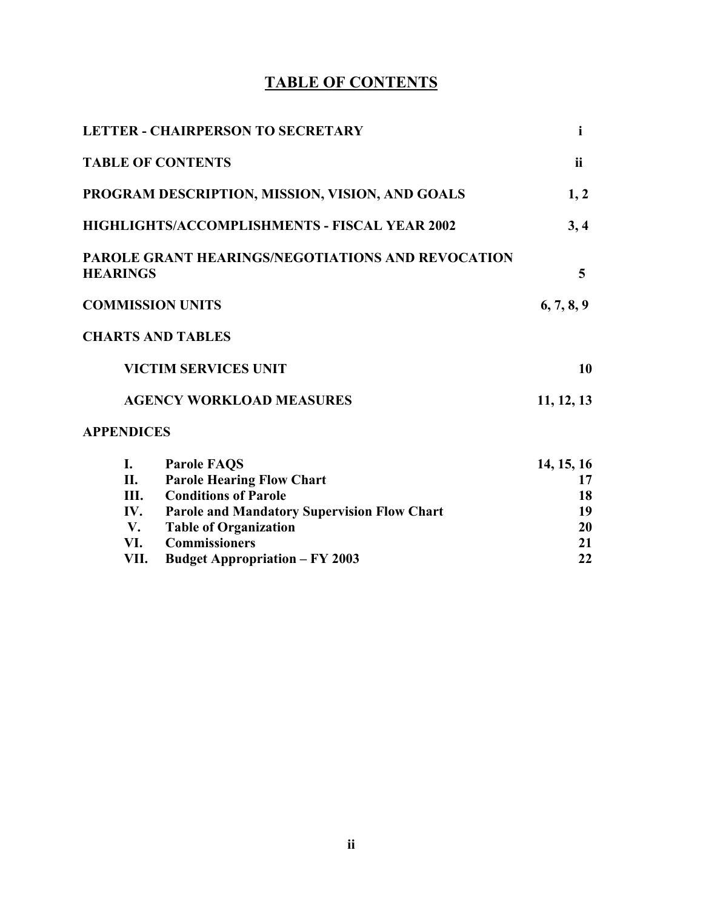# TABLE OF CONTENTS

| | |
|---|---|
| **LETTER - CHAIRPERSON TO SECRETARY** | **i** |
| **TABLE OF CONTENTS** | **ii** |
| **PROGRAM DESCRIPTION, MISSION, VISION, AND GOALS** | **1, 2** |
| **HIGHLIGHTS/ACCOMPLISHMENTS - FISCAL YEAR 2002** | **3, 4** |
| **PAROLE GRANT HEARINGS/NEGOTIATIONS AND REVOCATION HEARINGS** | **5** |
| **COMMISSION UNITS** | **6, 7, 8, 9** |
| **CHARTS AND TABLES** | |
| **VICTIM SERVICES UNIT** | **10** |
| **AGENCY WORKLOAD MEASURES** | **11, 12, 13** |
| **APPENDICES** | |
| **I. Parole FAQS** | **14, 15, 16** |
| **II. Parole Hearing Flow Chart** | **17** |
| **III. Conditions of Parole** | **18** |
| **IV. Parole and Mandatory Supervision Flow Chart** | **19** |
| **V. Table of Organization** | **20** |
| **VI. Commissioners** | **21** |
| **VII. Budget Appropriation – FY 2003** | **22** |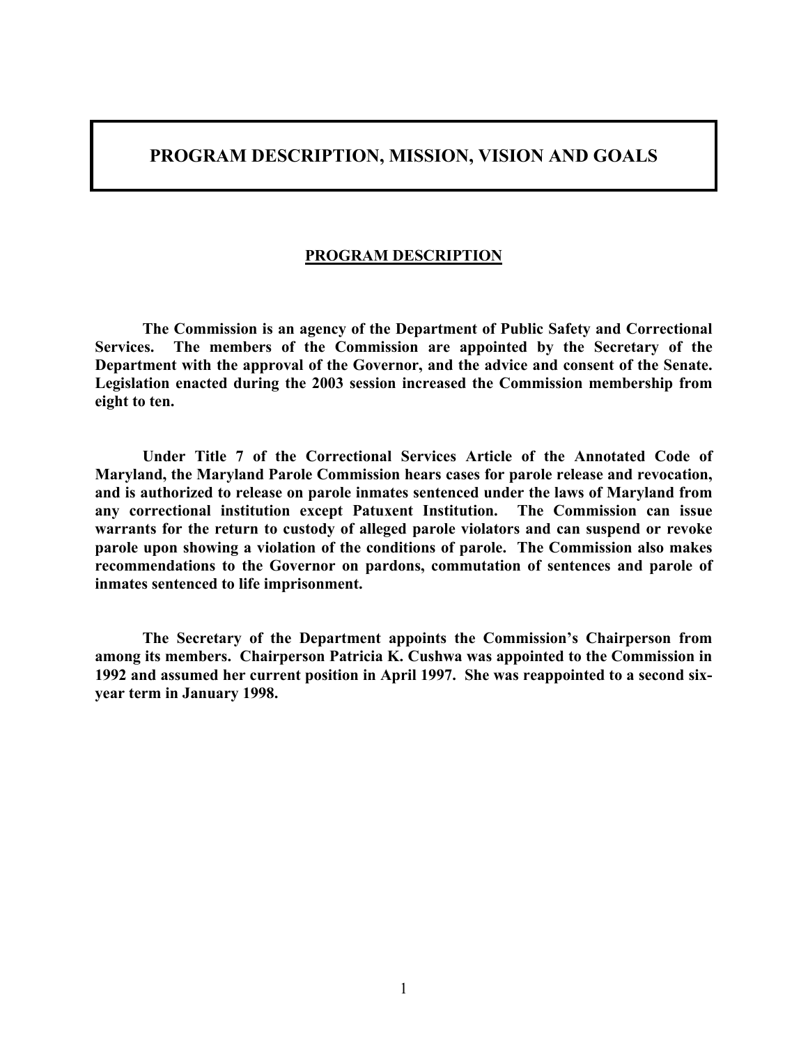# PROGRAM DESCRIPTION, MISSION, VISION AND GOALS

## PROGRAM DESCRIPTION

**The Commission is an agency of the Department of Public Safety and Correctional Services. The members of the Commission are appointed by the Secretary of the Department with the approval of the Governor, and the advice and consent of the Senate. Legislation enacted during the 2003 session increased the Commission membership from eight to ten.**

**Under Title 7 of the Correctional Services Article of the Annotated Code of Maryland, the Maryland Parole Commission hears cases for parole release and revocation, and is authorized to release on parole inmates sentenced under the laws of Maryland from any correctional institution except Patuxent Institution. The Commission can issue warrants for the return to custody of alleged parole violators and can suspend or revoke parole upon showing a violation of the conditions of parole. The Commission also makes recommendations to the Governor on pardons, commutation of sentences and parole of inmates sentenced to life imprisonment.**

**The Secretary of the Department appoints the Commission's Chairperson from among its members. Chairperson Patricia K. Cushwa was appointed to the Commission in 1992 and assumed her current position in April 1997. She was reappointed to a second six-year term in January 1998.**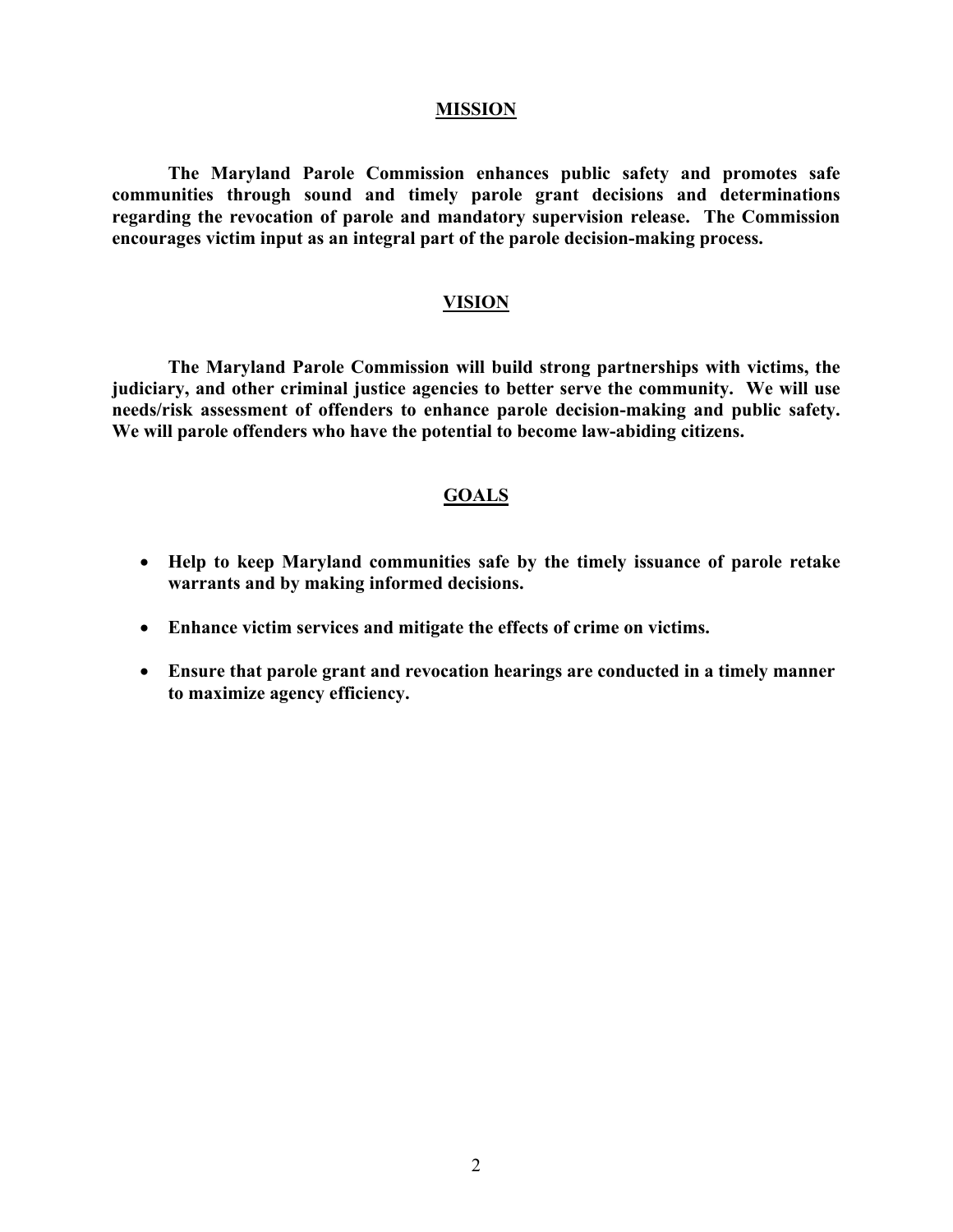## MISSION

**The Maryland Parole Commission enhances public safety and promotes safe communities through sound and timely parole grant decisions and determinations regarding the revocation of parole and mandatory supervision release. The Commission encourages victim input as an integral part of the parole decision-making process.**

## VISION

**The Maryland Parole Commission will build strong partnerships with victims, the judiciary, and other criminal justice agencies to better serve the community. We will use needs/risk assessment of offenders to enhance parole decision-making and public safety. We will parole offenders who have the potential to become law-abiding citizens.**

## GOALS

- **Help to keep Maryland communities safe by the timely issuance of parole retake warrants and by making informed decisions.**
- **Enhance victim services and mitigate the effects of crime on victims.**
- **Ensure that parole grant and revocation hearings are conducted in a timely manner to maximize agency efficiency.**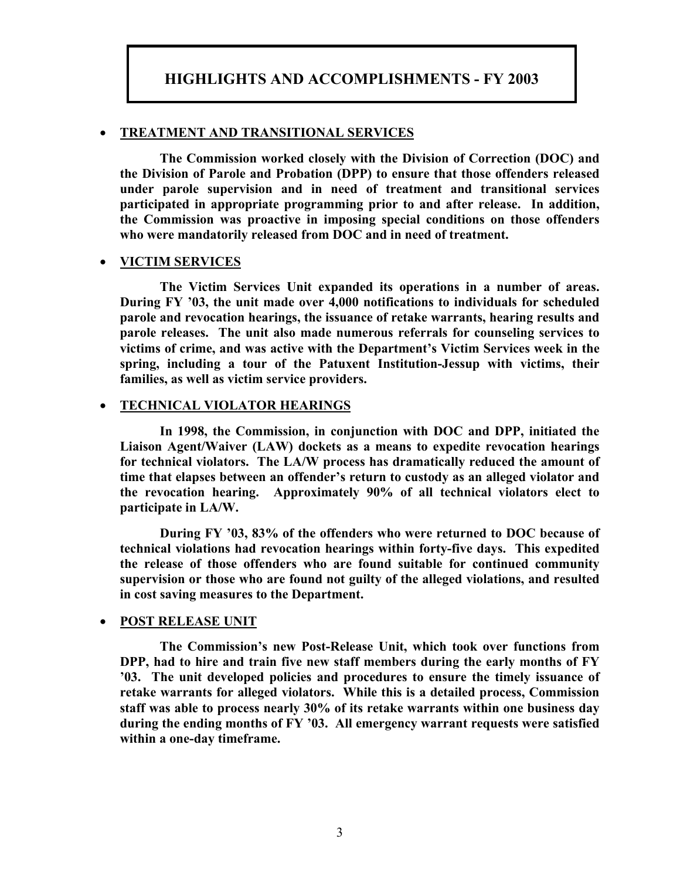# HIGHLIGHTS AND ACCOMPLISHMENTS - FY 2003

- **TREATMENT AND TRANSITIONAL SERVICES**

**The Commission worked closely with the Division of Correction (DOC) and the Division of Parole and Probation (DPP) to ensure that those offenders released under parole supervision and in need of treatment and transitional services participated in appropriate programming prior to and after release. In addition, the Commission was proactive in imposing special conditions on those offenders who were mandatorily released from DOC and in need of treatment.**

- **VICTIM SERVICES**

**The Victim Services Unit expanded its operations in a number of areas. During FY '03, the unit made over 4,000 notifications to individuals for scheduled parole and revocation hearings, the issuance of retake warrants, hearing results and parole releases. The unit also made numerous referrals for counseling services to victims of crime, and was active with the Department's Victim Services week in the spring, including a tour of the Patuxent Institution-Jessup with victims, their families, as well as victim service providers.**

- **TECHNICAL VIOLATOR HEARINGS**

**In 1998, the Commission, in conjunction with DOC and DPP, initiated the Liaison Agent/Waiver (LAW) dockets as a means to expedite revocation hearings for technical violators. The LA/W process has dramatically reduced the amount of time that elapses between an offender's return to custody as an alleged violator and the revocation hearing. Approximately 90% of all technical violators elect to participate in LA/W.**

**During FY '03, 83% of the offenders who were returned to DOC because of technical violations had revocation hearings within forty-five days. This expedited the release of those offenders who are found suitable for continued community supervision or those who are found not guilty of the alleged violations, and resulted in cost saving measures to the Department.**

- **POST RELEASE UNIT**

**The Commission's new Post-Release Unit, which took over functions from DPP, had to hire and train five new staff members during the early months of FY '03. The unit developed policies and procedures to ensure the timely issuance of retake warrants for alleged violators. While this is a detailed process, Commission staff was able to process nearly 30% of its retake warrants within one business day during the ending months of FY '03. All emergency warrant requests were satisfied within a one-day timeframe.**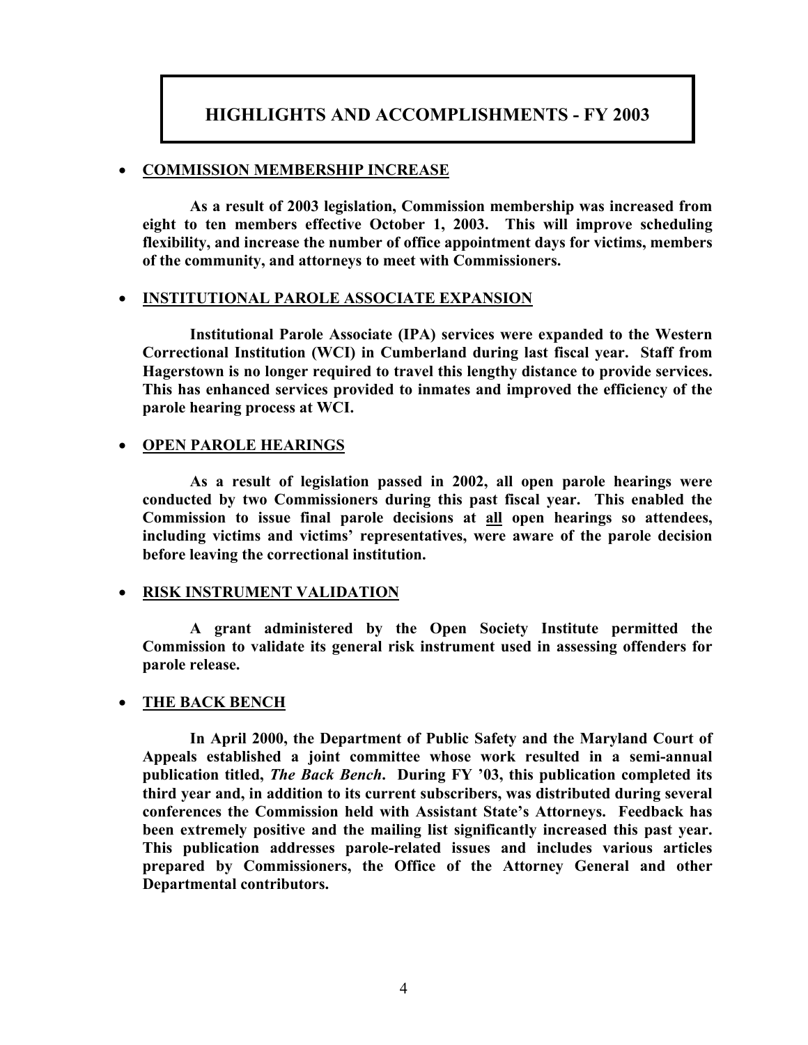# HIGHLIGHTS AND ACCOMPLISHMENTS - FY 2003

- **COMMISSION MEMBERSHIP INCREASE**

  **As a result of 2003 legislation, Commission membership was increased from eight to ten members effective October 1, 2003. This will improve scheduling flexibility, and increase the number of office appointment days for victims, members of the community, and attorneys to meet with Commissioners.**

- **INSTITUTIONAL PAROLE ASSOCIATE EXPANSION**

  **Institutional Parole Associate (IPA) services were expanded to the Western Correctional Institution (WCI) in Cumberland during last fiscal year. Staff from Hagerstown is no longer required to travel this lengthy distance to provide services. This has enhanced services provided to inmates and improved the efficiency of the parole hearing process at WCI.**

- **OPEN PAROLE HEARINGS**

  **As a result of legislation passed in 2002, all open parole hearings were conducted by two Commissioners during this past fiscal year. This enabled the Commission to issue final parole decisions at all open hearings so attendees, including victims and victims' representatives, were aware of the parole decision before leaving the correctional institution.**

- **RISK INSTRUMENT VALIDATION**

  **A grant administered by the Open Society Institute permitted the Commission to validate its general risk instrument used in assessing offenders for parole release.**

- **THE BACK BENCH**

  **In April 2000, the Department of Public Safety and the Maryland Court of Appeals established a joint committee whose work resulted in a semi-annual publication titled, *The Back Bench*. During FY '03, this publication completed its third year and, in addition to its current subscribers, was distributed during several conferences the Commission held with Assistant State's Attorneys. Feedback has been extremely positive and the mailing list significantly increased this past year. This publication addresses parole-related issues and includes various articles prepared by Commissioners, the Office of the Attorney General and other Departmental contributors.**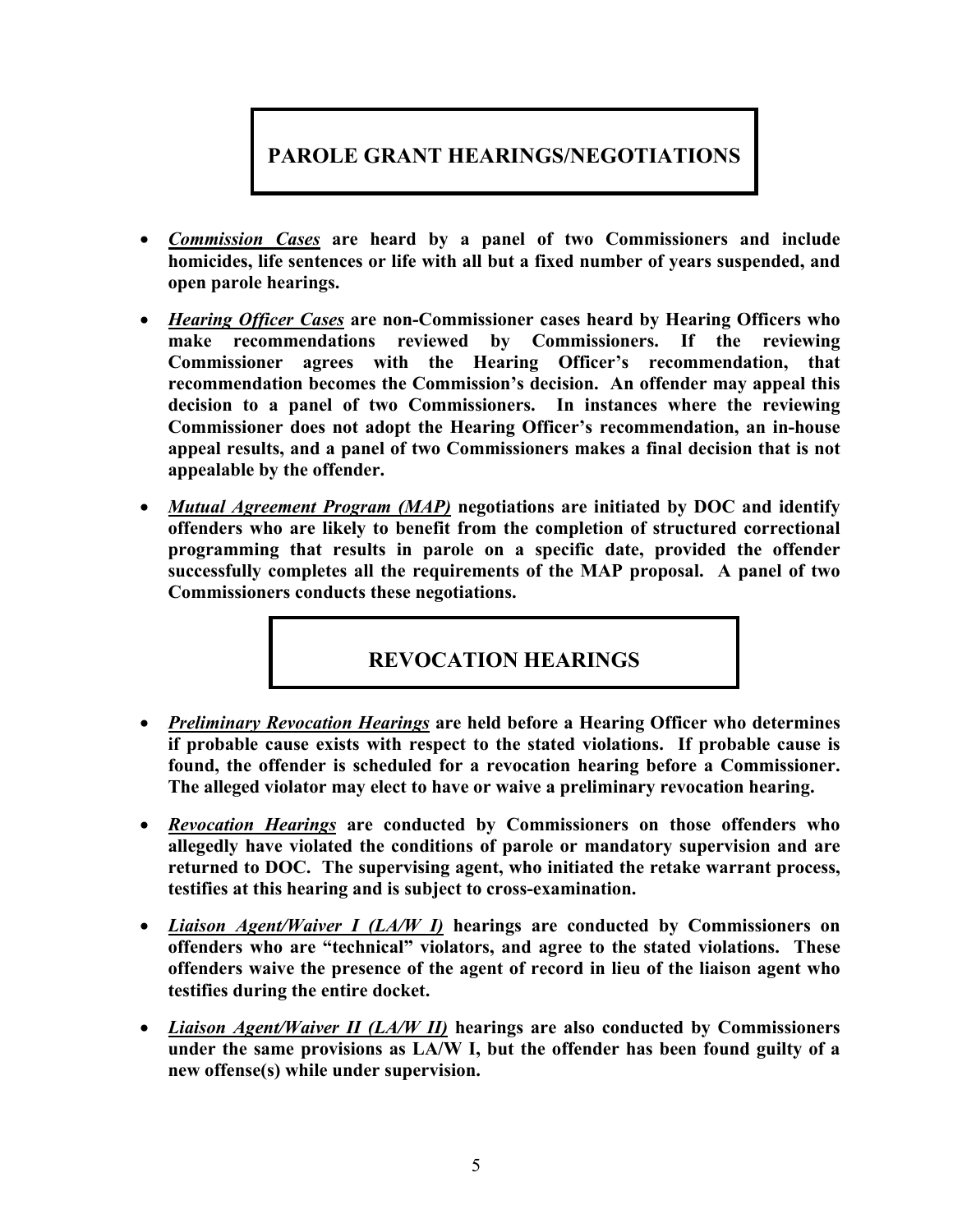## PAROLE GRANT HEARINGS/NEGOTIATIONS

- ***Commission Cases*** **are heard by a panel of two Commissioners and include homicides, life sentences or life with all but a fixed number of years suspended, and open parole hearings.**

- ***Hearing Officer Cases*** **are non-Commissioner cases heard by Hearing Officers who make recommendations reviewed by Commissioners. If the reviewing Commissioner agrees with the Hearing Officer's recommendation, that recommendation becomes the Commission's decision. An offender may appeal this decision to a panel of two Commissioners. In instances where the reviewing Commissioner does not adopt the Hearing Officer's recommendation, an in-house appeal results, and a panel of two Commissioners makes a final decision that is not appealable by the offender.**

- ***Mutual Agreement Program (MAP)*** **negotiations are initiated by DOC and identify offenders who are likely to benefit from the completion of structured correctional programming that results in parole on a specific date, provided the offender successfully completes all the requirements of the MAP proposal. A panel of two Commissioners conducts these negotiations.**

## REVOCATION HEARINGS

- ***Preliminary Revocation Hearings*** **are held before a Hearing Officer who determines if probable cause exists with respect to the stated violations. If probable cause is found, the offender is scheduled for a revocation hearing before a Commissioner. The alleged violator may elect to have or waive a preliminary revocation hearing.**

- ***Revocation Hearings*** **are conducted by Commissioners on those offenders who allegedly have violated the conditions of parole or mandatory supervision and are returned to DOC. The supervising agent, who initiated the retake warrant process, testifies at this hearing and is subject to cross-examination.**

- ***Liaison Agent/Waiver I (LA/W I)*** **hearings are conducted by Commissioners on offenders who are "technical" violators, and agree to the stated violations. These offenders waive the presence of the agent of record in lieu of the liaison agent who testifies during the entire docket.**

- ***Liaison Agent/Waiver II (LA/W II)*** **hearings are also conducted by Commissioners under the same provisions as LA/W I, but the offender has been found guilty of a new offense(s) while under supervision.**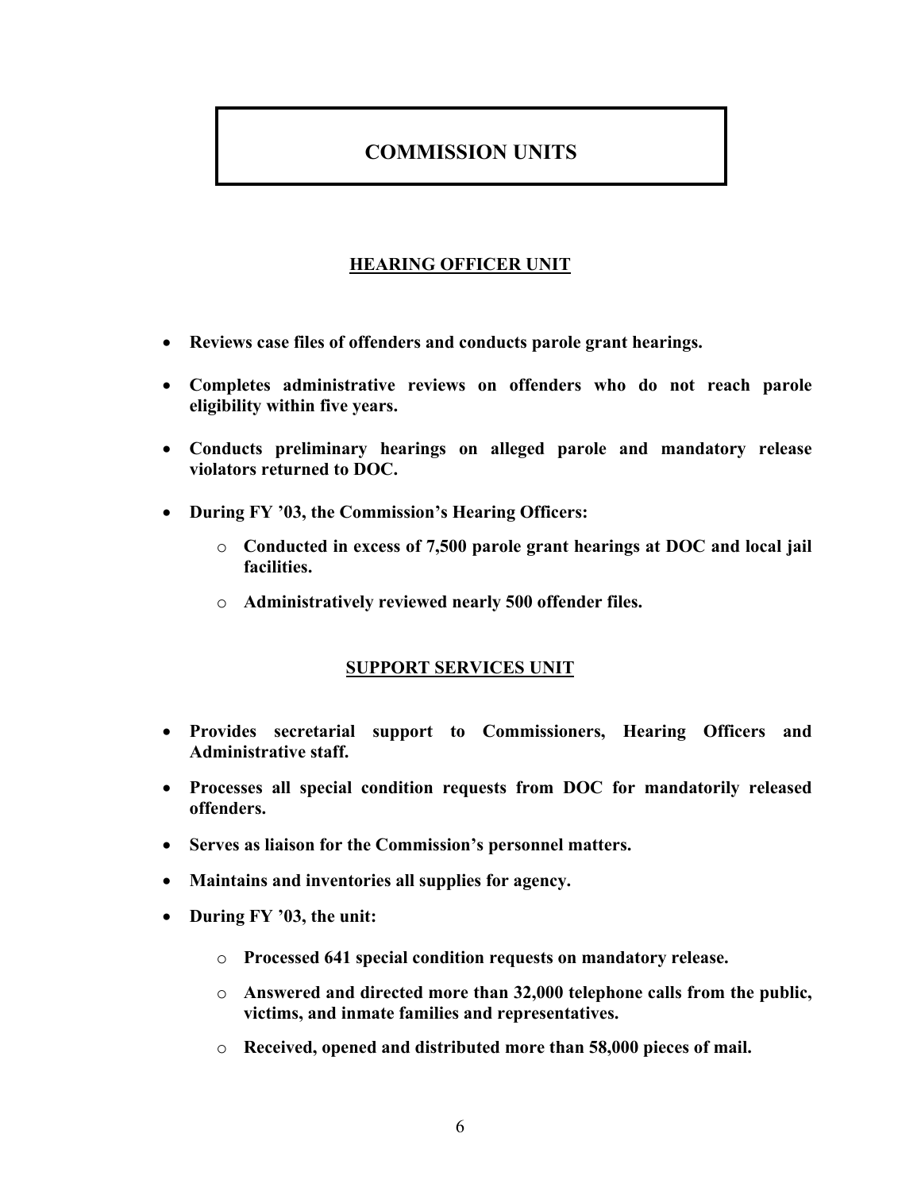# COMMISSION UNITS

## HEARING OFFICER UNIT

- **Reviews case files of offenders and conducts parole grant hearings.**
- **Completes administrative reviews on offenders who do not reach parole eligibility within five years.**
- **Conducts preliminary hearings on alleged parole and mandatory release violators returned to DOC.**
- **During FY '03, the Commission's Hearing Officers:**
  - **Conducted in excess of 7,500 parole grant hearings at DOC and local jail facilities.**
  - **Administratively reviewed nearly 500 offender files.**

## SUPPORT SERVICES UNIT

- **Provides secretarial support to Commissioners, Hearing Officers and Administrative staff.**
- **Processes all special condition requests from DOC for mandatorily released offenders.**
- **Serves as liaison for the Commission's personnel matters.**
- **Maintains and inventories all supplies for agency.**
- **During FY '03, the unit:**
  - **Processed 641 special condition requests on mandatory release.**
  - **Answered and directed more than 32,000 telephone calls from the public, victims, and inmate families and representatives.**
  - **Received, opened and distributed more than 58,000 pieces of mail.**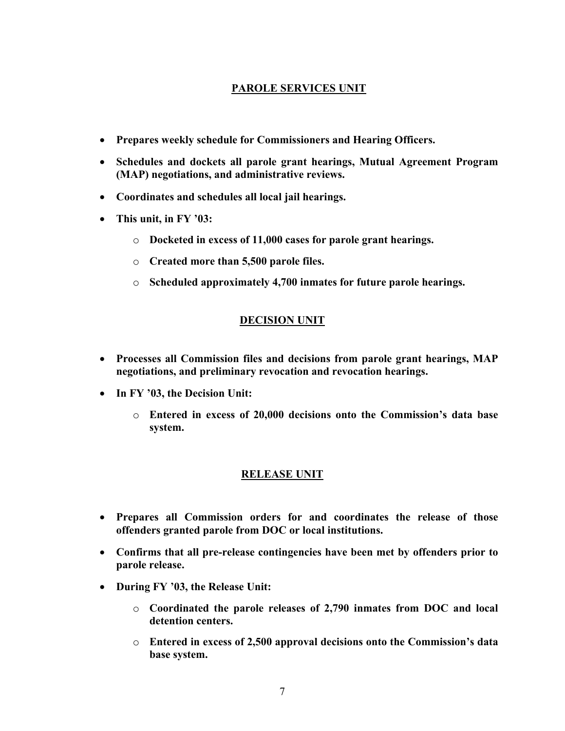## PAROLE SERVICES UNIT

- **Prepares weekly schedule for Commissioners and Hearing Officers.**
- **Schedules and dockets all parole grant hearings, Mutual Agreement Program (MAP) negotiations, and administrative reviews.**
- **Coordinates and schedules all local jail hearings.**
- **This unit, in FY '03:**
  - **Docketed in excess of 11,000 cases for parole grant hearings.**
  - **Created more than 5,500 parole files.**
  - **Scheduled approximately 4,700 inmates for future parole hearings.**

## DECISION UNIT

- **Processes all Commission files and decisions from parole grant hearings, MAP negotiations, and preliminary revocation and revocation hearings.**
- **In FY '03, the Decision Unit:**
  - **Entered in excess of 20,000 decisions onto the Commission's data base system.**

## RELEASE UNIT

- **Prepares all Commission orders for and coordinates the release of those offenders granted parole from DOC or local institutions.**
- **Confirms that all pre-release contingencies have been met by offenders prior to parole release.**
- **During FY '03, the Release Unit:**
  - **Coordinated the parole releases of 2,790 inmates from DOC and local detention centers.**
  - **Entered in excess of 2,500 approval decisions onto the Commission's data base system.**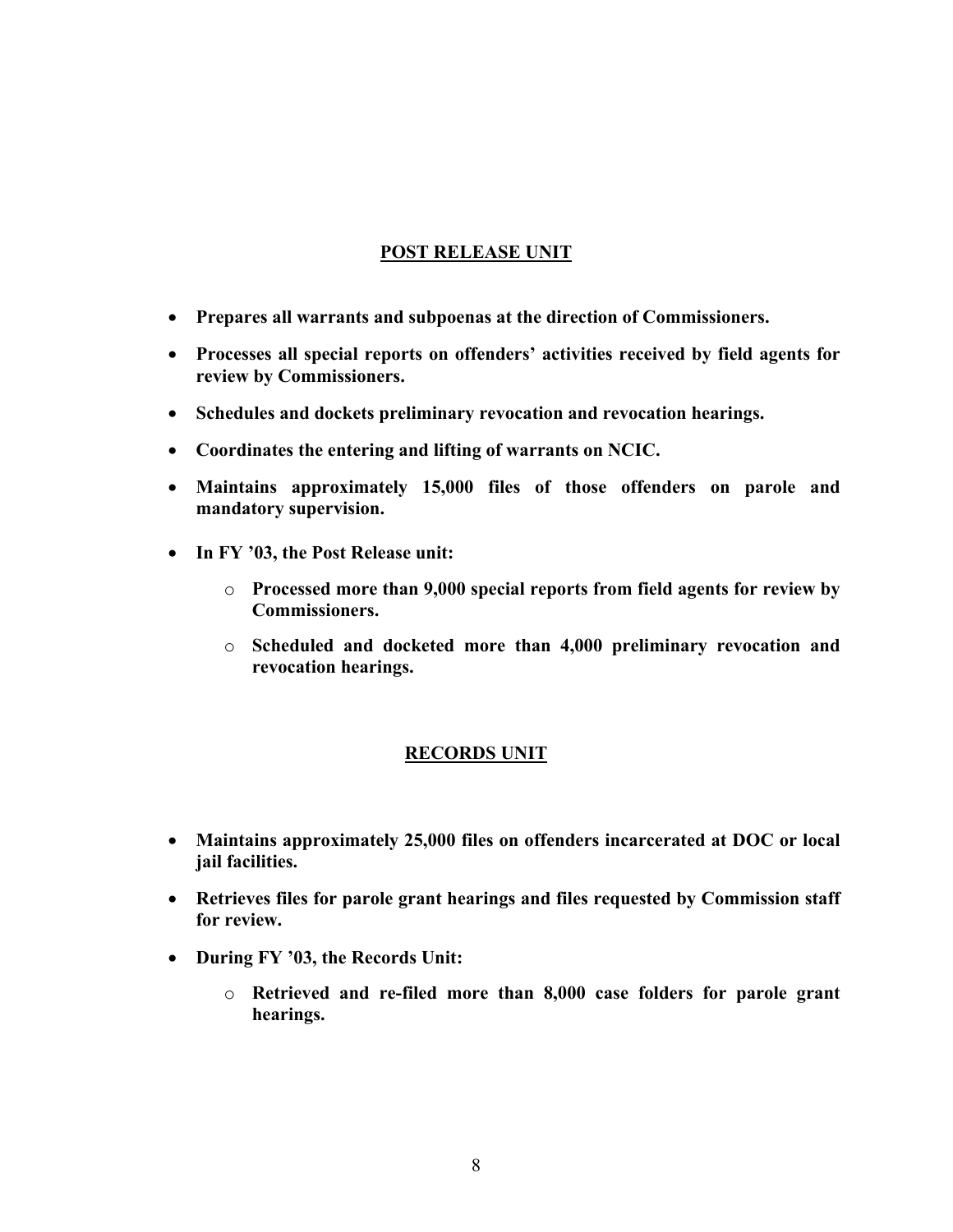## POST RELEASE UNIT

- **Prepares all warrants and subpoenas at the direction of Commissioners.**
- **Processes all special reports on offenders' activities received by field agents for review by Commissioners.**
- **Schedules and dockets preliminary revocation and revocation hearings.**
- **Coordinates the entering and lifting of warrants on NCIC.**
- **Maintains approximately 15,000 files of those offenders on parole and mandatory supervision.**
- **In FY '03, the Post Release unit:**
  - **Processed more than 9,000 special reports from field agents for review by Commissioners.**
  - **Scheduled and docketed more than 4,000 preliminary revocation and revocation hearings.**

## RECORDS UNIT

- **Maintains approximately 25,000 files on offenders incarcerated at DOC or local jail facilities.**
- **Retrieves files for parole grant hearings and files requested by Commission staff for review.**
- **During FY '03, the Records Unit:**
  - **Retrieved and re-filed more than 8,000 case folders for parole grant hearings.**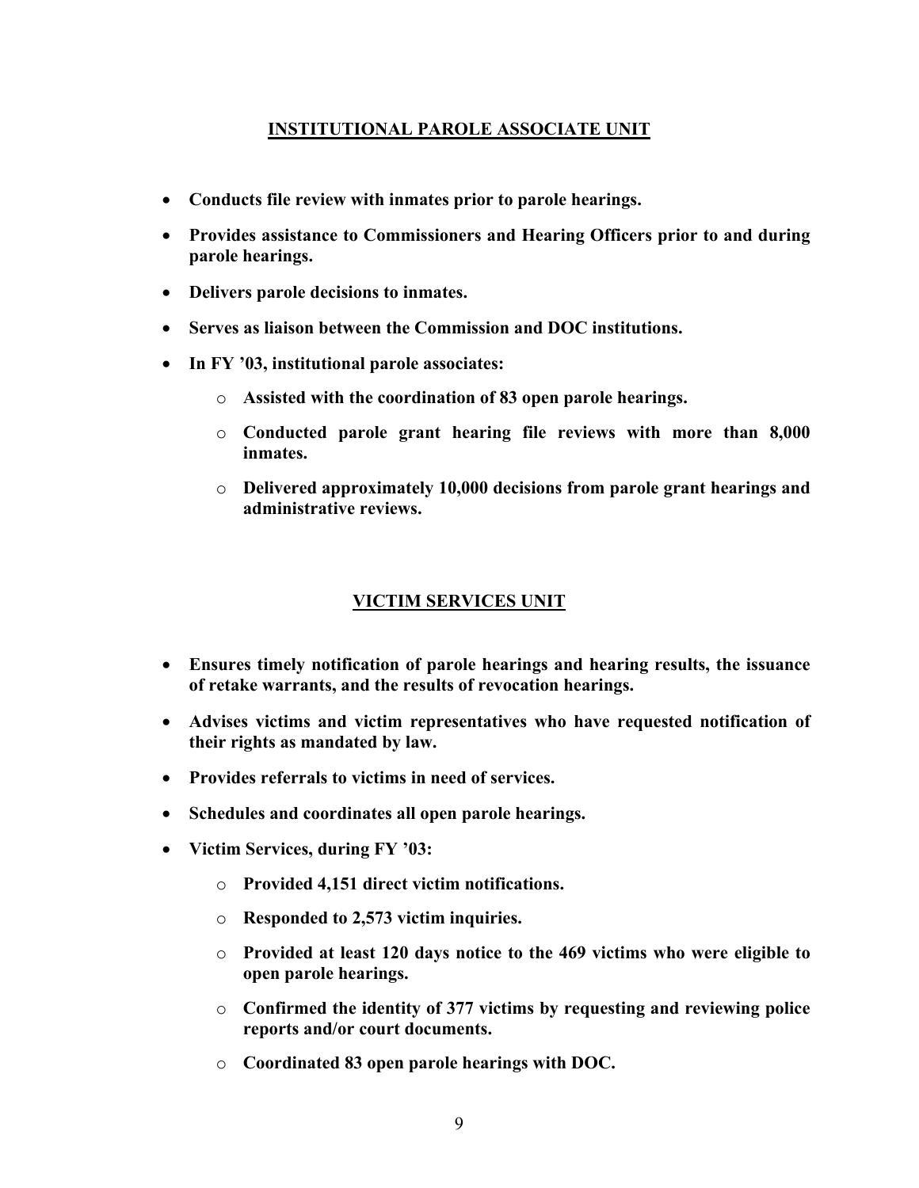## INSTITUTIONAL PAROLE ASSOCIATE UNIT

- **Conducts file review with inmates prior to parole hearings.**
- **Provides assistance to Commissioners and Hearing Officers prior to and during parole hearings.**
- **Delivers parole decisions to inmates.**
- **Serves as liaison between the Commission and DOC institutions.**
- **In FY '03, institutional parole associates:**
  - **Assisted with the coordination of 83 open parole hearings.**
  - **Conducted parole grant hearing file reviews with more than 8,000 inmates.**
  - **Delivered approximately 10,000 decisions from parole grant hearings and administrative reviews.**

## VICTIM SERVICES UNIT

- **Ensures timely notification of parole hearings and hearing results, the issuance of retake warrants, and the results of revocation hearings.**
- **Advises victims and victim representatives who have requested notification of their rights as mandated by law.**
- **Provides referrals to victims in need of services.**
- **Schedules and coordinates all open parole hearings.**
- **Victim Services, during FY '03:**
  - **Provided 4,151 direct victim notifications.**
  - **Responded to 2,573 victim inquiries.**
  - **Provided at least 120 days notice to the 469 victims who were eligible to open parole hearings.**
  - **Confirmed the identity of 377 victims by requesting and reviewing police reports and/or court documents.**
  - **Coordinated 83 open parole hearings with DOC.**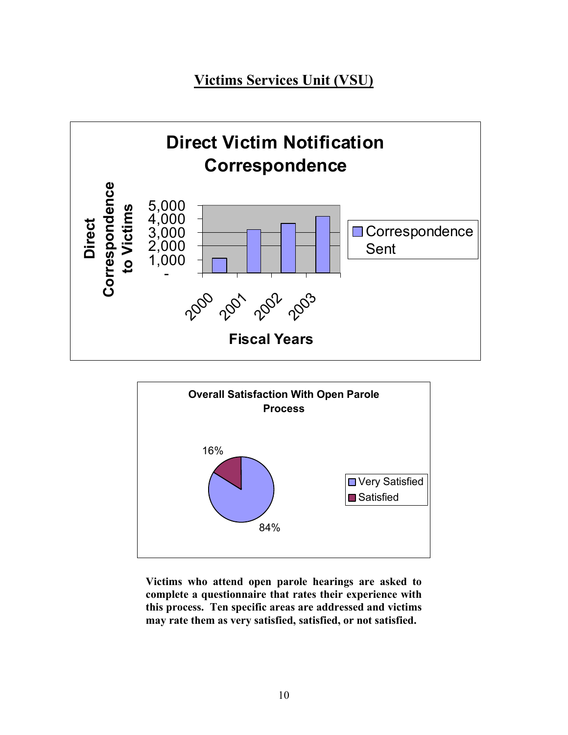# Victims Services Unit (VSU)

**Direct Victim Notification Correspondence**

Direct Correspondence to Victims

5,000
4,000
3,000
2,000
1,000
-

2000 2001 2002 2003

Fiscal Years

Correspondence Sent

**Overall Satisfaction With Open Parole Process**

16%

84%

Very Satisfied
Satisfied

**Victims who attend open parole hearings are asked to complete a questionnaire that rates their experience with this process. Ten specific areas are addressed and victims may rate them as very satisfied, satisfied, or not satisfied.**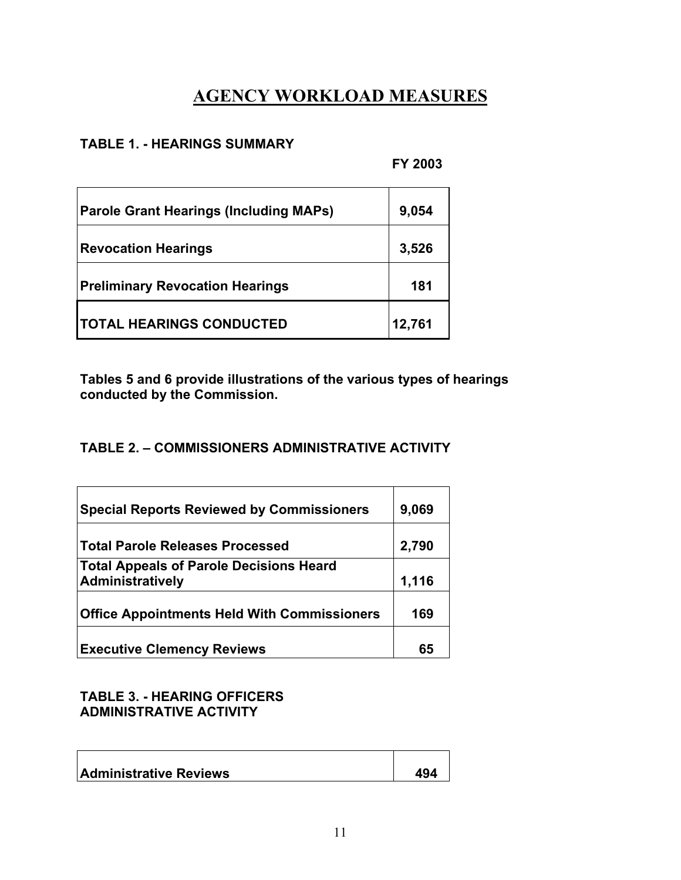# AGENCY WORKLOAD MEASURES

**TABLE 1. - HEARINGS SUMMARY**

| | FY 2003 |
|---|---|
| **Parole Grant Hearings (Including MAPs)** | **9,054** |
| **Revocation Hearings** | **3,526** |
| **Preliminary Revocation Hearings** | **181** |
| **TOTAL HEARINGS CONDUCTED** | **12,761** |

**Tables 5 and 6 provide illustrations of the various types of hearings conducted by the Commission.**

**TABLE 2. – COMMISSIONERS ADMINISTRATIVE ACTIVITY**

| | |
|---|---|
| **Special Reports Reviewed by Commissioners** | **9,069** |
| **Total Parole Releases Processed** | **2,790** |
| **Total Appeals of Parole Decisions Heard Administratively** | **1,116** |
| **Office Appointments Held With Commissioners** | **169** |
| **Executive Clemency Reviews** | **65** |

**TABLE 3. - HEARING OFFICERS ADMINISTRATIVE ACTIVITY**

| | |
|---|---|
| **Administrative Reviews** | **494** |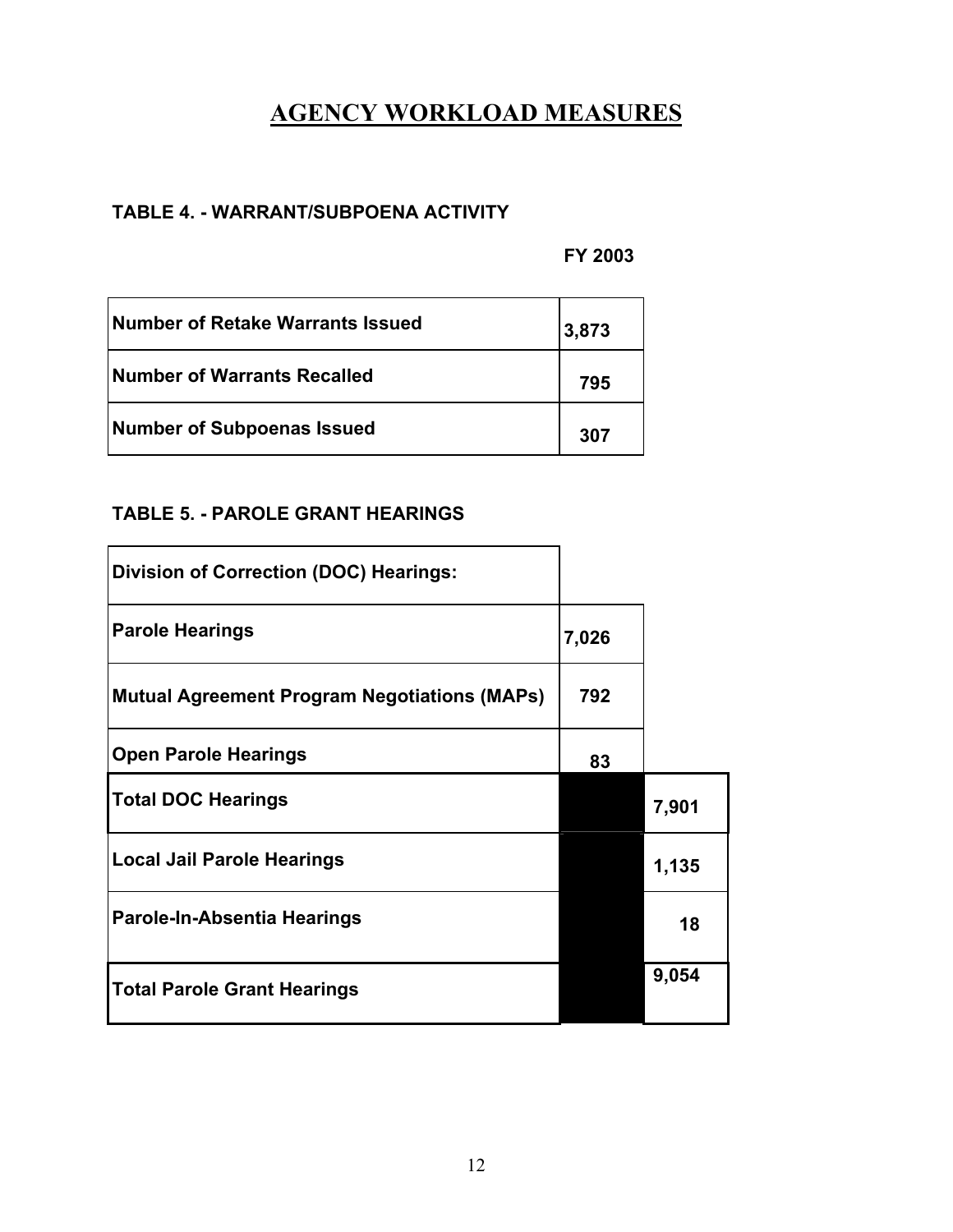# AGENCY WORKLOAD MEASURES

**TABLE 4. - WARRANT/SUBPOENA ACTIVITY**

| | FY 2003 |
|---|---|
| **Number of Retake Warrants Issued** | **3,873** |
| **Number of Warrants Recalled** | **795** |
| **Number of Subpoenas Issued** | **307** |

**TABLE 5. - PAROLE GRANT HEARINGS**

| | | |
|---|---|---|
| **Division of Correction (DOC) Hearings:** | | |
| **Parole Hearings** | **7,026** | |
| **Mutual Agreement Program Negotiations (MAPs)** | **792** | |
| **Open Parole Hearings** | **83** | |
| **Total DOC Hearings** | | **7,901** |
| **Local Jail Parole Hearings** | | **1,135** |
| **Parole-In-Absentia Hearings** | | **18** |
| **Total Parole Grant Hearings** | | **9,054** |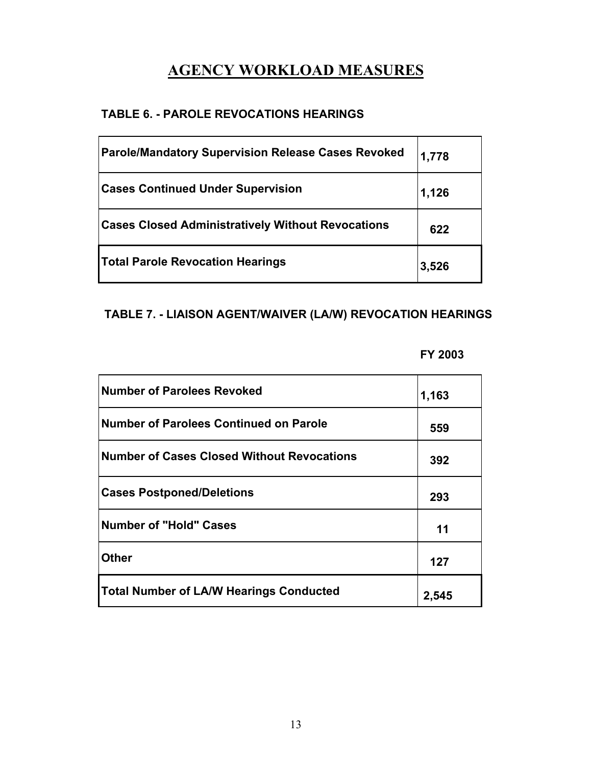# AGENCY WORKLOAD MEASURES

## TABLE 6. - PAROLE REVOCATIONS HEARINGS

| | |
|---|---|
| **Parole/Mandatory Supervision Release Cases Revoked** | **1,778** |
| **Cases Continued Under Supervision** | **1,126** |
| **Cases Closed Administratively Without Revocations** | **622** |
| **Total Parole Revocation Hearings** | **3,526** |

## TABLE 7. - LIAISON AGENT/WAIVER (LA/W) REVOCATION HEARINGS

| | **FY 2003** |
|---|---|
| **Number of Parolees Revoked** | **1,163** |
| **Number of Parolees Continued on Parole** | **559** |
| **Number of Cases Closed Without Revocations** | **392** |
| **Cases Postponed/Deletions** | **293** |
| **Number of "Hold" Cases** | **11** |
| **Other** | **127** |
| **Total Number of LA/W Hearings Conducted** | **2,545** |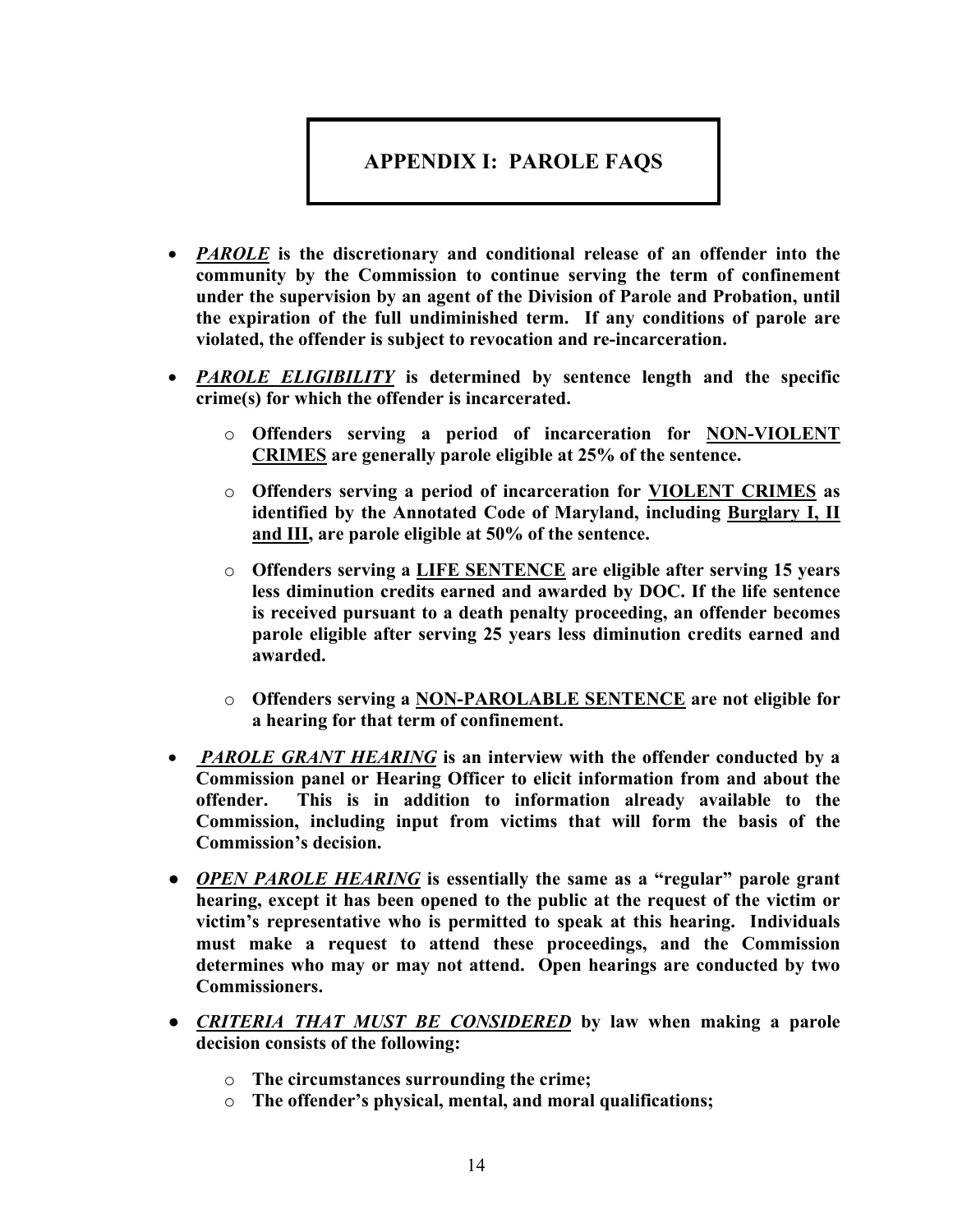# APPENDIX I: PAROLE FAQS

- ***PAROLE*** **is the discretionary and conditional release of an offender into the community by the Commission to continue serving the term of confinement under the supervision by an agent of the Division of Parole and Probation, until the expiration of the full undiminished term. If any conditions of parole are violated, the offender is subject to revocation and re-incarceration.**

- ***PAROLE ELIGIBILITY*** **is determined by sentence length and the specific crime(s) for which the offender is incarcerated.**

  - **Offenders serving a period of incarceration for NON-VIOLENT CRIMES are generally parole eligible at 25% of the sentence.**

  - **Offenders serving a period of incarceration for VIOLENT CRIMES as identified by the Annotated Code of Maryland, including Burglary I, II and III, are parole eligible at 50% of the sentence.**

  - **Offenders serving a LIFE SENTENCE are eligible after serving 15 years less diminution credits earned and awarded by DOC. If the life sentence is received pursuant to a death penalty proceeding, an offender becomes parole eligible after serving 25 years less diminution credits earned and awarded.**

  - **Offenders serving a NON-PAROLABLE SENTENCE are not eligible for a hearing for that term of confinement.**

- ***PAROLE GRANT HEARING*** **is an interview with the offender conducted by a Commission panel or Hearing Officer to elicit information from and about the offender. This is in addition to information already available to the Commission, including input from victims that will form the basis of the Commission's decision.**

- ***OPEN PAROLE HEARING*** **is essentially the same as a "regular" parole grant hearing, except it has been opened to the public at the request of the victim or victim's representative who is permitted to speak at this hearing. Individuals must make a request to attend these proceedings, and the Commission determines who may or may not attend. Open hearings are conducted by two Commissioners.**

- ***CRITERIA THAT MUST BE CONSIDERED*** **by law when making a parole decision consists of the following:**

  - **The circumstances surrounding the crime;**
  - **The offender's physical, mental, and moral qualifications;**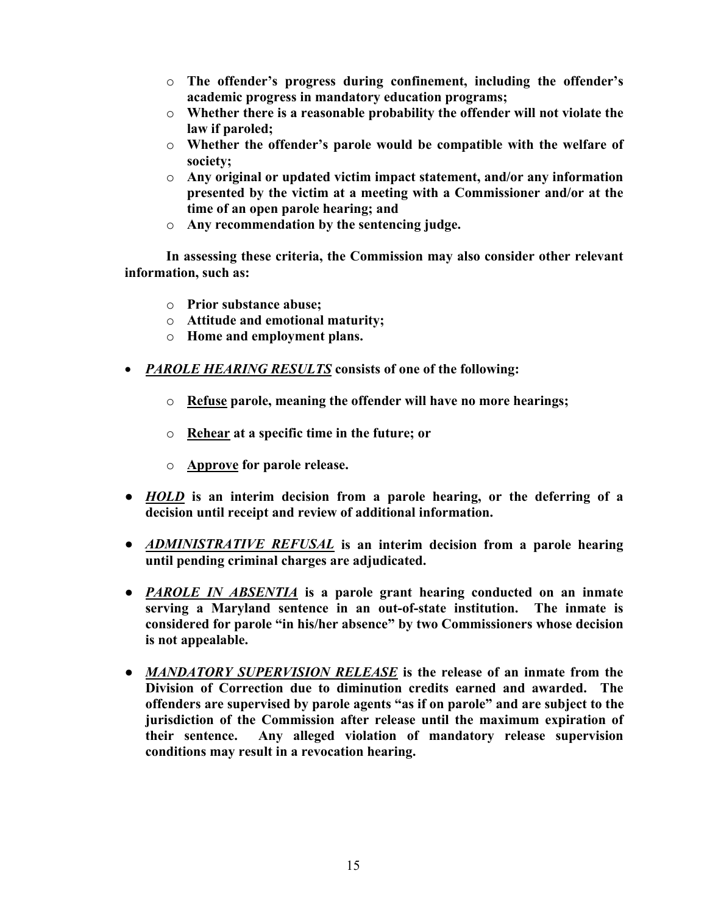- **The offender's progress during confinement, including the offender's academic progress in mandatory education programs;**
- **Whether there is a reasonable probability the offender will not violate the law if paroled;**
- **Whether the offender's parole would be compatible with the welfare of society;**
- **Any original or updated victim impact statement, and/or any information presented by the victim at a meeting with a Commissioner and/or at the time of an open parole hearing; and**
- **Any recommendation by the sentencing judge.**

**In assessing these criteria, the Commission may also consider other relevant information, such as:**

- **Prior substance abuse;**
- **Attitude and emotional maturity;**
- **Home and employment plans.**

- ***PAROLE HEARING RESULTS*** **consists of one of the following:**
  - **Refuse parole, meaning the offender will have no more hearings;**
  - **Rehear at a specific time in the future; or**
  - **Approve for parole release.**

- ***HOLD*** **is an interim decision from a parole hearing, or the deferring of a decision until receipt and review of additional information.**

- ***ADMINISTRATIVE REFUSAL*** **is an interim decision from a parole hearing until pending criminal charges are adjudicated.**

- ***PAROLE IN ABSENTIA*** **is a parole grant hearing conducted on an inmate serving a Maryland sentence in an out-of-state institution. The inmate is considered for parole "in his/her absence" by two Commissioners whose decision is not appealable.**

- ***MANDATORY SUPERVISION RELEASE*** **is the release of an inmate from the Division of Correction due to diminution credits earned and awarded. The offenders are supervised by parole agents "as if on parole" and are subject to the jurisdiction of the Commission after release until the maximum expiration of their sentence. Any alleged violation of mandatory release supervision conditions may result in a revocation hearing.**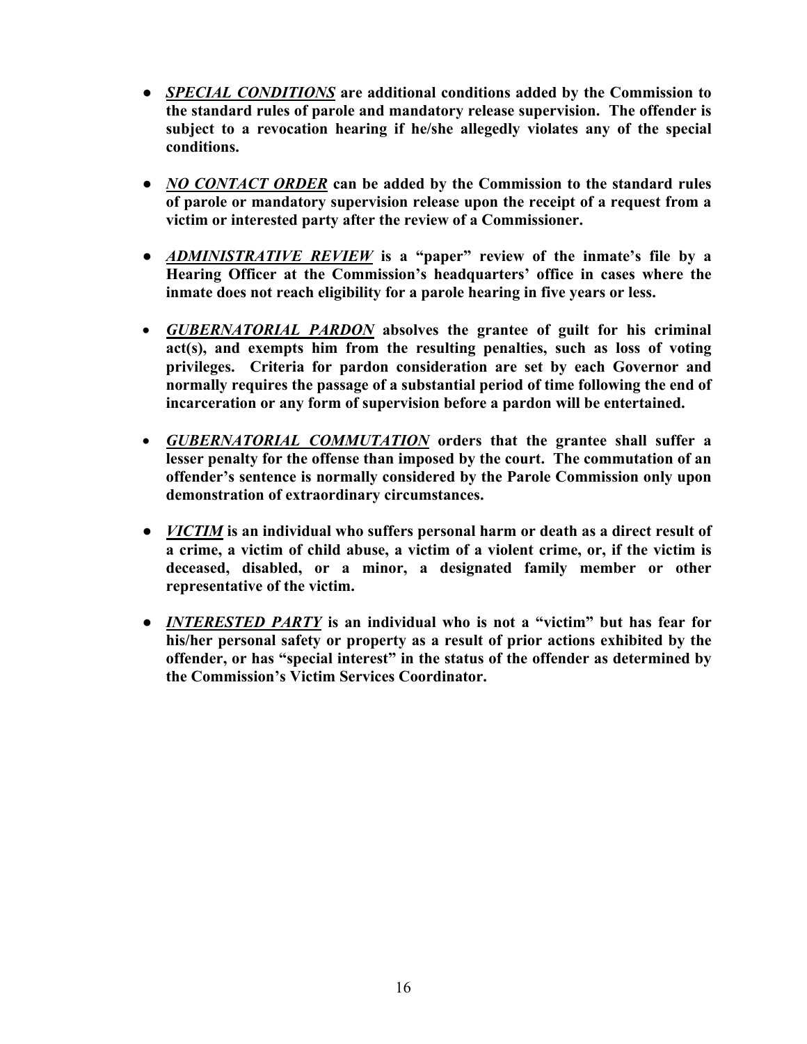- ***SPECIAL CONDITIONS*** **are additional conditions added by the Commission to the standard rules of parole and mandatory release supervision. The offender is subject to a revocation hearing if he/she allegedly violates any of the special conditions.**

- ***NO CONTACT ORDER*** **can be added by the Commission to the standard rules of parole or mandatory supervision release upon the receipt of a request from a victim or interested party after the review of a Commissioner.**

- ***ADMINISTRATIVE REVIEW*** **is a "paper" review of the inmate's file by a Hearing Officer at the Commission's headquarters' office in cases where the inmate does not reach eligibility for a parole hearing in five years or less.**

- ***GUBERNATORIAL PARDON*** **absolves the grantee of guilt for his criminal act(s), and exempts him from the resulting penalties, such as loss of voting privileges. Criteria for pardon consideration are set by each Governor and normally requires the passage of a substantial period of time following the end of incarceration or any form of supervision before a pardon will be entertained.**

- ***GUBERNATORIAL COMMUTATION*** **orders that the grantee shall suffer a lesser penalty for the offense than imposed by the court. The commutation of an offender's sentence is normally considered by the Parole Commission only upon demonstration of extraordinary circumstances.**

- ***VICTIM*** **is an individual who suffers personal harm or death as a direct result of a crime, a victim of child abuse, a victim of a violent crime, or, if the victim is deceased, disabled, or a minor, a designated family member or other representative of the victim.**

- ***INTERESTED PARTY*** **is an individual who is not a "victim" but has fear for his/her personal safety or property as a result of prior actions exhibited by the offender, or has "special interest" in the status of the offender as determined by the Commission's Victim Services Coordinator.**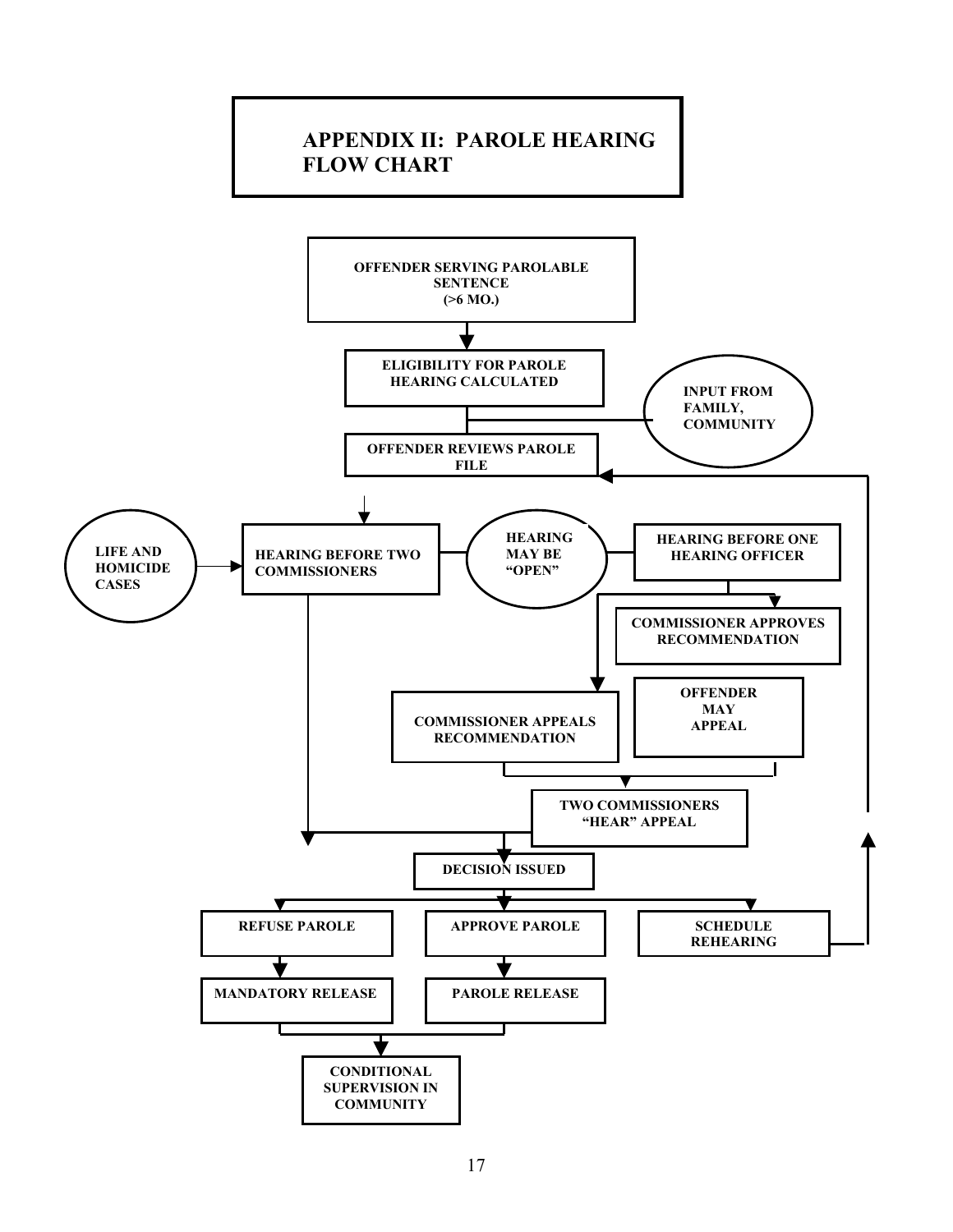# APPENDIX II: PAROLE HEARING FLOW CHART

OFFENDER SERVING PAROLABLE SENTENCE (>6 MO.)

ELIGIBILITY FOR PAROLE HEARING CALCULATED

INPUT FROM FAMILY, COMMUNITY

OFFENDER REVIEWS PAROLE FILE

LIFE AND HOMICIDE CASES

HEARING BEFORE TWO COMMISSIONERS

HEARING MAY BE "OPEN"

HEARING BEFORE ONE HEARING OFFICER

COMMISSIONER APPROVES RECOMMENDATION

COMMISSIONER APPEALS RECOMMENDATION

OFFENDER MAY APPEAL

TWO COMMISSIONERS "HEAR" APPEAL

DECISION ISSUED

REFUSE PAROLE

APPROVE PAROLE

SCHEDULE REHEARING

MANDATORY RELEASE

PAROLE RELEASE

CONDITIONAL SUPERVISION IN COMMUNITY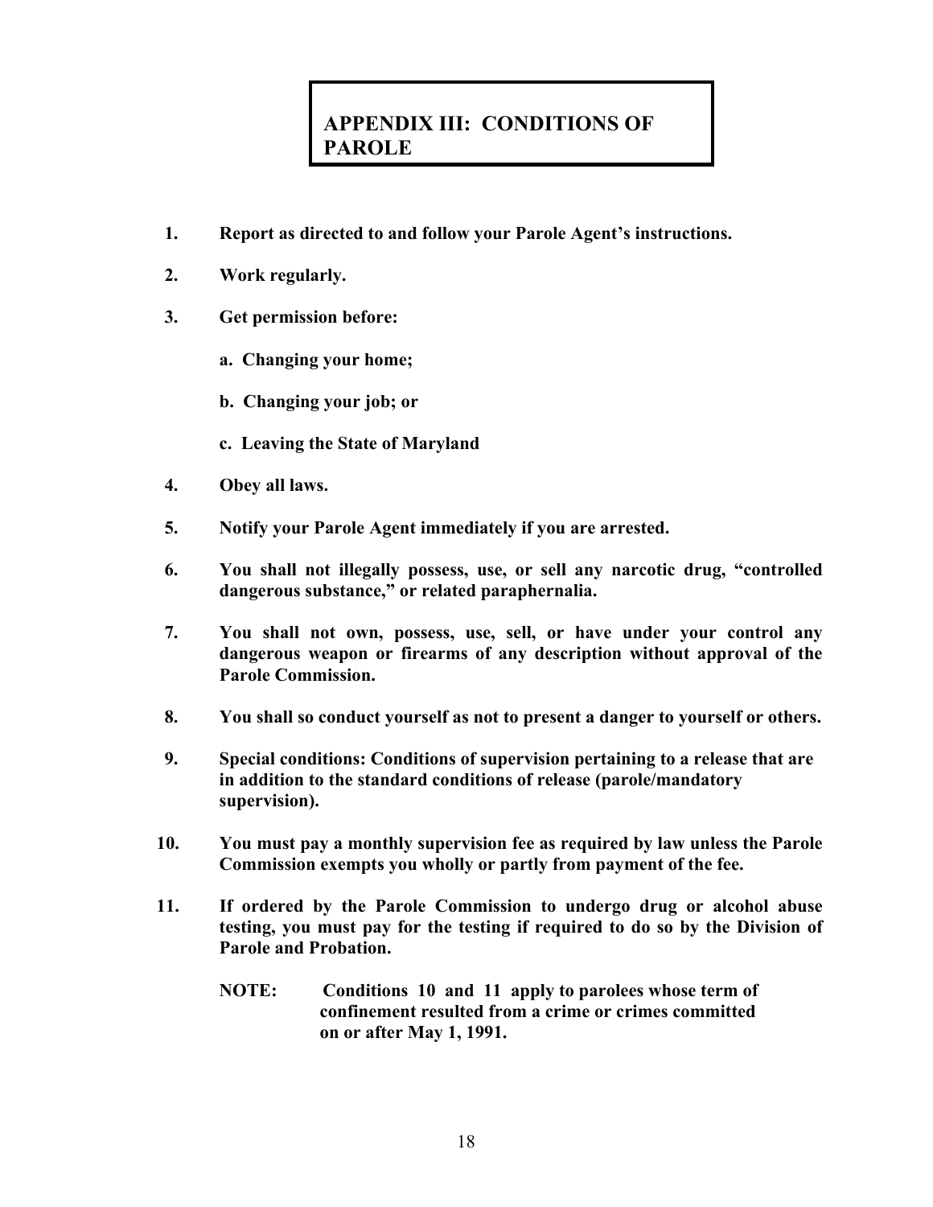# APPENDIX III: CONDITIONS OF PAROLE

1. **Report as directed to and follow your Parole Agent's instructions.**
2. **Work regularly.**
3. **Get permission before:**

   **a. Changing your home;**

   **b. Changing your job; or**

   **c. Leaving the State of Maryland**
4. **Obey all laws.**
5. **Notify your Parole Agent immediately if you are arrested.**
6. **You shall not illegally possess, use, or sell any narcotic drug, "controlled dangerous substance," or related paraphernalia.**
7. **You shall not own, possess, use, sell, or have under your control any dangerous weapon or firearms of any description without approval of the Parole Commission.**
8. **You shall so conduct yourself as not to present a danger to yourself or others.**
9. **Special conditions: Conditions of supervision pertaining to a release that are in addition to the standard conditions of release (parole/mandatory supervision).**
10. **You must pay a monthly supervision fee as required by law unless the Parole Commission exempts you wholly or partly from payment of the fee.**
11. **If ordered by the Parole Commission to undergo drug or alcohol abuse testing, you must pay for the testing if required to do so by the Division of Parole and Probation.**

    **NOTE: Conditions 10 and 11 apply to parolees whose term of confinement resulted from a crime or crimes committed on or after May 1, 1991.**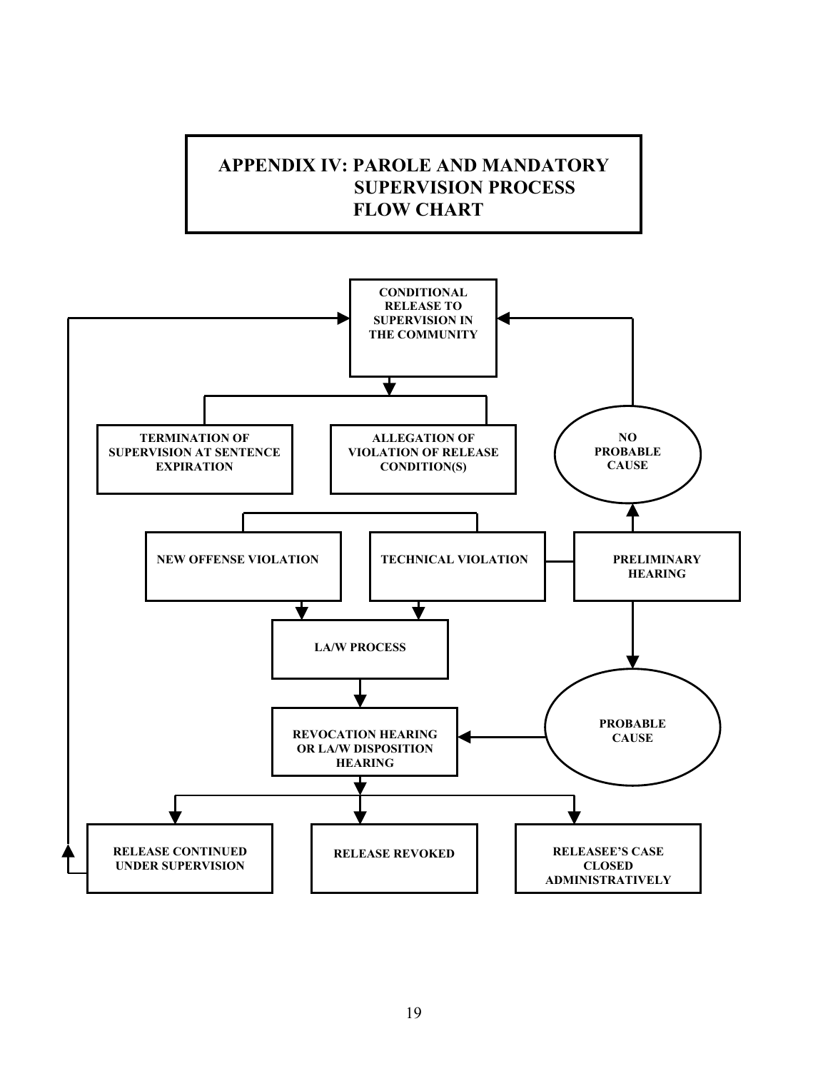# APPENDIX IV: PAROLE AND MANDATORY SUPERVISION PROCESS FLOW CHART

**CONDITIONAL RELEASE TO SUPERVISION IN THE COMMUNITY**

**TERMINATION OF SUPERVISION AT SENTENCE EXPIRATION**

**ALLEGATION OF VIOLATION OF RELEASE CONDITION(S)**

**NO PROBABLE CAUSE**

**NEW OFFENSE VIOLATION**

**TECHNICAL VIOLATION**

**PRELIMINARY HEARING**

**LA/W PROCESS**

**PROBABLE CAUSE**

**REVOCATION HEARING OR LA/W DISPOSITION HEARING**

**RELEASE CONTINUED UNDER SUPERVISION**

**RELEASE REVOKED**

**RELEASEE'S CASE CLOSED ADMINISTRATIVELY**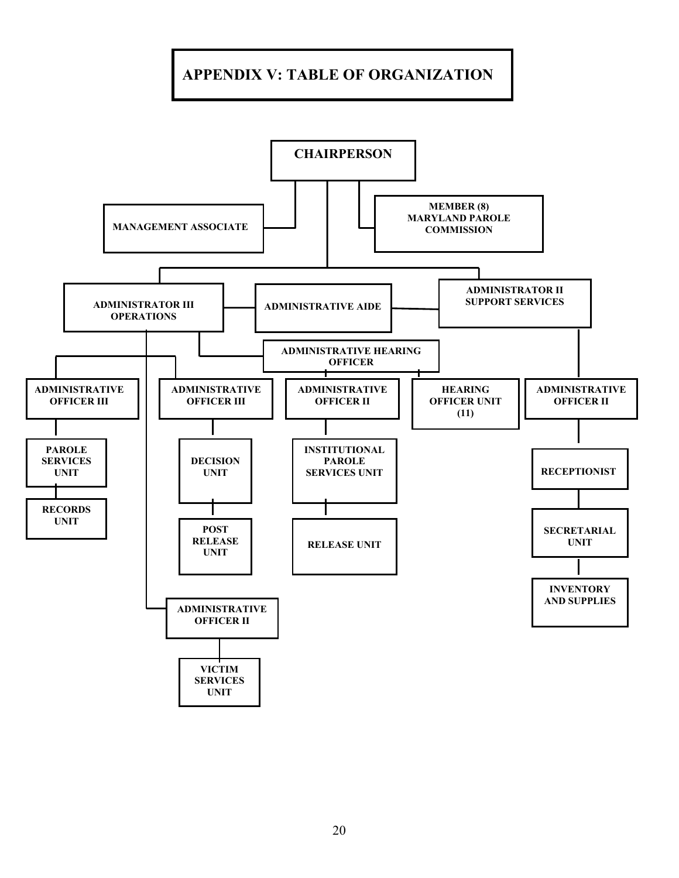# APPENDIX V: TABLE OF ORGANIZATION

- **CHAIRPERSON**
  - **MANAGEMENT ASSOCIATE**
  - **MEMBER (8) MARYLAND PAROLE COMMISSION**
  - **ADMINISTRATOR III OPERATIONS**
    - **ADMINISTRATIVE AIDE**
    - **ADMINISTRATIVE OFFICER III**
      - **PAROLE SERVICES UNIT**
        - **RECORDS UNIT**
    - **ADMINISTRATIVE OFFICER III**
      - **DECISION UNIT**
        - **POST RELEASE UNIT**
    - **ADMINISTRATIVE HEARING OFFICER**
      - **ADMINISTRATIVE OFFICER II**
        - **INSTITUTIONAL PAROLE SERVICES UNIT**
          - **RELEASE UNIT**
      - **HEARING OFFICER UNIT (11)**
    - **ADMINISTRATIVE OFFICER II**
      - **VICTIM SERVICES UNIT**
  - **ADMINISTRATOR II SUPPORT SERVICES**
    - **ADMINISTRATIVE AIDE**
    - **ADMINISTRATIVE OFFICER II**
      - **RECEPTIONIST**
        - **SECRETARIAL UNIT**
          - **INVENTORY AND SUPPLIES**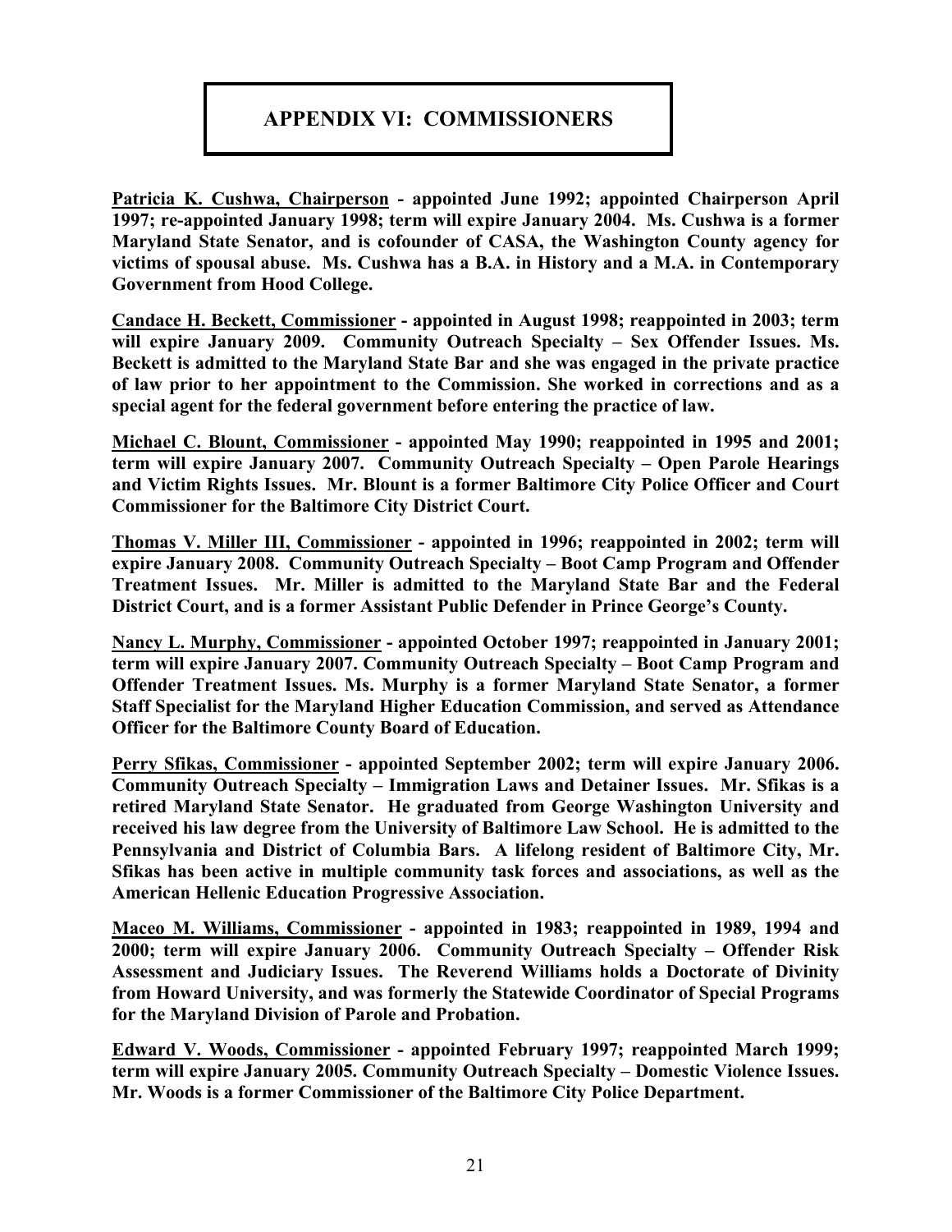# APPENDIX VI: COMMISSIONERS

**<u>Patricia K. Cushwa, Chairperson</u> - appointed June 1992; appointed Chairperson April 1997; re-appointed January 1998; term will expire January 2004. Ms. Cushwa is a former Maryland State Senator, and is cofounder of CASA, the Washington County agency for victims of spousal abuse. Ms. Cushwa has a B.A. in History and a M.A. in Contemporary Government from Hood College.**

**<u>Candace H. Beckett, Commissioner</u> - appointed in August 1998; reappointed in 2003; term will expire January 2009. Community Outreach Specialty – Sex Offender Issues. Ms. Beckett is admitted to the Maryland State Bar and she was engaged in the private practice of law prior to her appointment to the Commission. She worked in corrections and as a special agent for the federal government before entering the practice of law.**

**<u>Michael C. Blount, Commissioner</u> - appointed May 1990; reappointed in 1995 and 2001; term will expire January 2007. Community Outreach Specialty – Open Parole Hearings and Victim Rights Issues. Mr. Blount is a former Baltimore City Police Officer and Court Commissioner for the Baltimore City District Court.**

**<u>Thomas V. Miller III, Commissioner</u> - appointed in 1996; reappointed in 2002; term will expire January 2008. Community Outreach Specialty – Boot Camp Program and Offender Treatment Issues. Mr. Miller is admitted to the Maryland State Bar and the Federal District Court, and is a former Assistant Public Defender in Prince George's County.**

**<u>Nancy L. Murphy, Commissioner</u> - appointed October 1997; reappointed in January 2001; term will expire January 2007. Community Outreach Specialty – Boot Camp Program and Offender Treatment Issues. Ms. Murphy is a former Maryland State Senator, a former Staff Specialist for the Maryland Higher Education Commission, and served as Attendance Officer for the Baltimore County Board of Education.**

**<u>Perry Sfikas, Commissioner</u> - appointed September 2002; term will expire January 2006. Community Outreach Specialty – Immigration Laws and Detainer Issues. Mr. Sfikas is a retired Maryland State Senator. He graduated from George Washington University and received his law degree from the University of Baltimore Law School. He is admitted to the Pennsylvania and District of Columbia Bars. A lifelong resident of Baltimore City, Mr. Sfikas has been active in multiple community task forces and associations, as well as the American Hellenic Education Progressive Association.**

**<u>Maceo M. Williams, Commissioner</u> - appointed in 1983; reappointed in 1989, 1994 and 2000; term will expire January 2006. Community Outreach Specialty – Offender Risk Assessment and Judiciary Issues. The Reverend Williams holds a Doctorate of Divinity from Howard University, and was formerly the Statewide Coordinator of Special Programs for the Maryland Division of Parole and Probation.**

**<u>Edward V. Woods, Commissioner</u> - appointed February 1997; reappointed March 1999; term will expire January 2005. Community Outreach Specialty – Domestic Violence Issues. Mr. Woods is a former Commissioner of the Baltimore City Police Department.**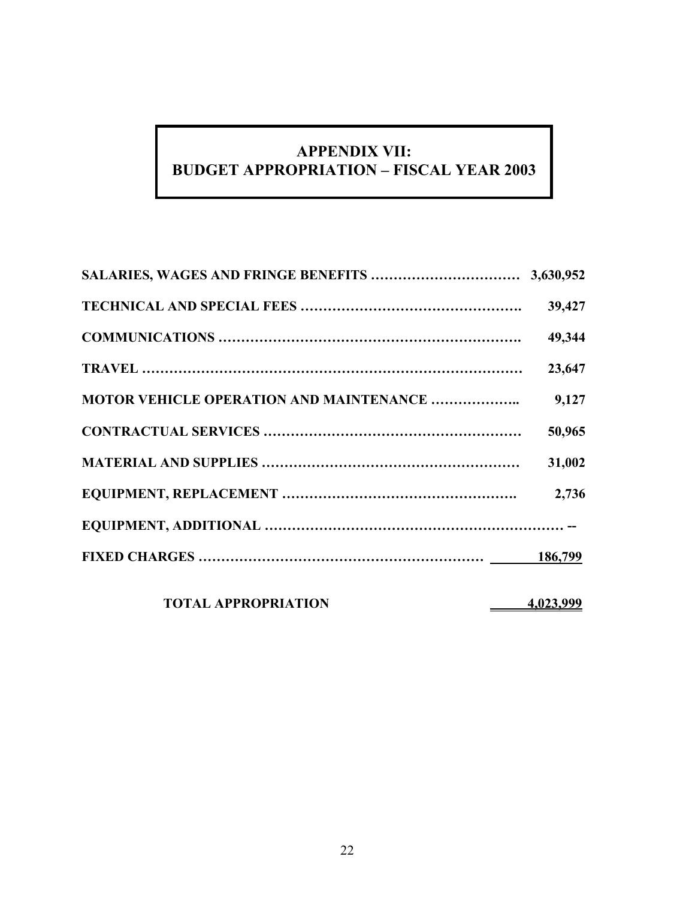# APPENDIX VII:
# BUDGET APPROPRIATION – FISCAL YEAR 2003

| | |
|---|---|
| **SALARIES, WAGES AND FRINGE BENEFITS** | **3,630,952** |
| **TECHNICAL AND SPECIAL FEES** | **39,427** |
| **COMMUNICATIONS** | **49,344** |
| **TRAVEL** | **23,647** |
| **MOTOR VEHICLE OPERATION AND MAINTENANCE** | **9,127** |
| **CONTRACTUAL SERVICES** | **50,965** |
| **MATERIAL AND SUPPLIES** | **31,002** |
| **EQUIPMENT, REPLACEMENT** | **2,736** |
| **EQUIPMENT, ADDITIONAL** | **--** |
| **FIXED CHARGES** | **186,799** |
| **TOTAL APPROPRIATION** | **4,023,999** |